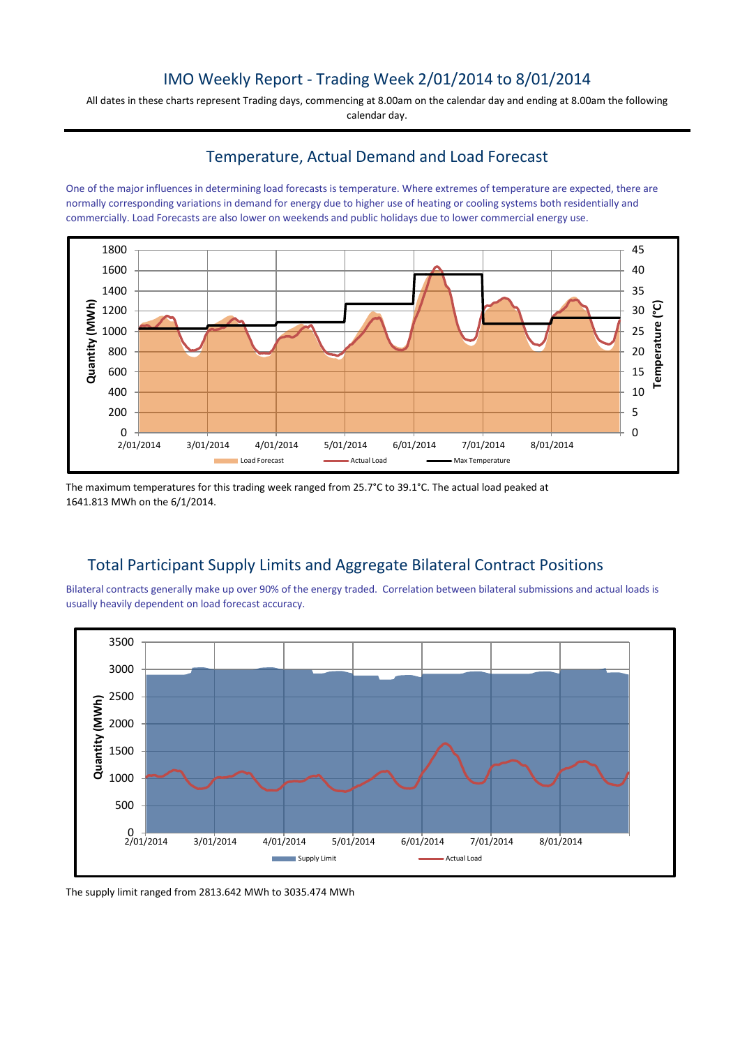# IMO Weekly Report - Trading Week 2/01/2014 to 8/01/2014

All dates in these charts represent Trading days, commencing at 8.00am on the calendar day and ending at 8.00am the following calendar day.

## Temperature, Actual Demand and Load Forecast

One of the major influences in determining load forecasts is temperature. Where extremes of temperature are expected, there are normally corresponding variations in demand for energy due to higher use of heating or cooling systems both residentially and commercially. Load Forecasts are also lower on weekends and public holidays due to lower commercial energy use.

The maximum temperatures for this trading week ranged from 25.7°C to 39.1°C. The actual load peaked at 1641.813 MWh on the 6/1/2014.

## Total Participant Supply Limits and Aggregate Bilateral Contract Positions

Bilateral contracts generally make up over 90% of the energy traded. Correlation between bilateral submissions and actual loads is usually heavily dependent on load forecast accuracy.

The supply limit ranged from 2813.642 MWh to 3035.474 MWh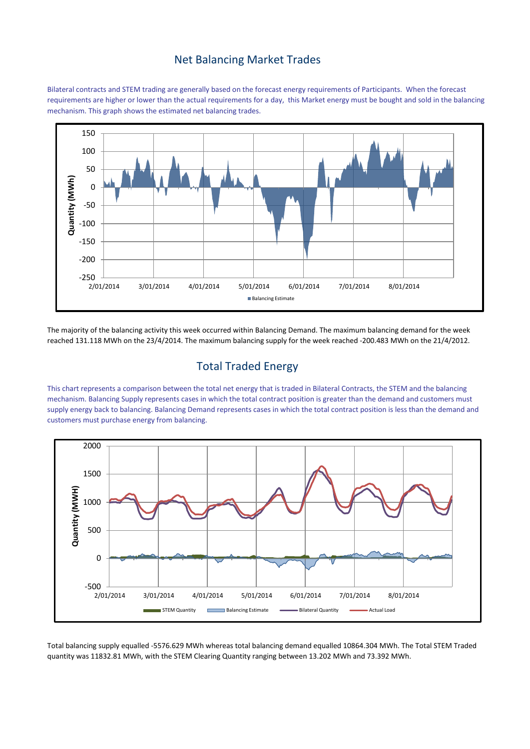## Net Balancing Market Trades

Bilateral contracts and STEM trading are generally based on the forecast energy requirements of Participants. When the forecast requirements are higher or lower than the actual requirements for a day, this Market energy must be bought and sold in the balancing mechanism. This graph shows the estimated net balancing trades.

The majority of the balancing activity this week occurred within Balancing Demand. The maximum balancing demand for the week reached 131.118 MWh on the 23/4/2014. The maximum balancing supply for the week reached -200.483 MWh on the 21/4/2012.

## Total Traded Energy

This chart represents a comparison between the total net energy that is traded in Bilateral Contracts, the STEM and the balancing mechanism. Balancing Supply represents cases in which the total contract position is greater than the demand and customers must supply energy back to balancing. Balancing Demand represents cases in which the total contract position is less than the demand and customers must purchase energy from balancing.

Total balancing supply equalled -5576.629 MWh whereas total balancing demand equalled 10864.304 MWh. The Total STEM Traded quantity was 11832.81 MWh, with the STEM Clearing Quantity ranging between 13.202 MWh and 73.392 MWh.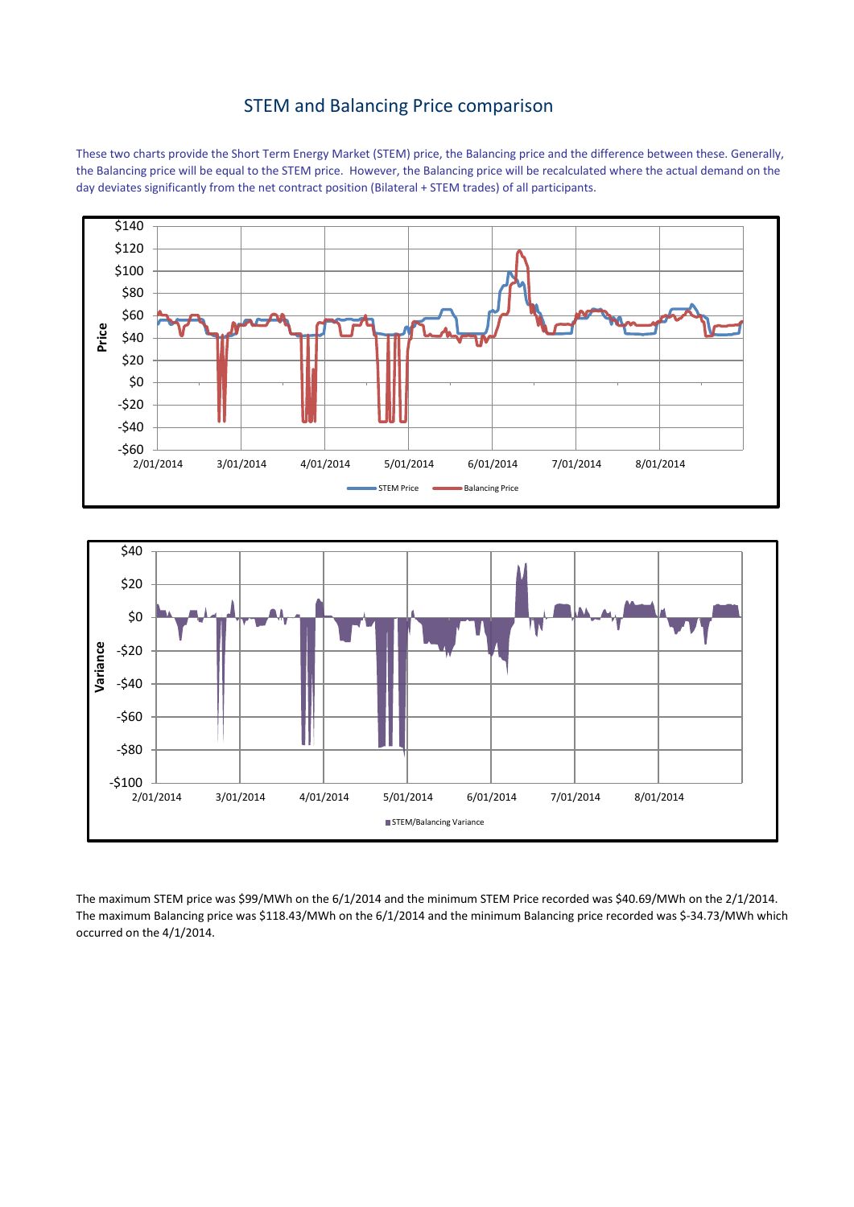# STEM and Balancing Price comparison

These two charts provide the Short Term Energy Market (STEM) price, the Balancing price and the difference between these. Generally, the Balancing price will be equal to the STEM price. However, the Balancing price will be recalculated where the actual demand on the day deviates significantly from the net contract position (Bilateral + STEM trades) of all participants.

Price

$140
$120
$100
$80
$60
$40
$20
$0
-$20
-$40
-$60

2/01/2014 3/01/2014 4/01/2014 5/01/2014 6/01/2014 7/01/2014 8/01/2014

STEM Price
Balancing Price

Variance

$40
$20
$0
-$20
-$40
-$60
-$80
-$100

2/01/2014 3/01/2014 4/01/2014 5/01/2014 6/01/2014 7/01/2014 8/01/2014

STEM/Balancing Variance

The maximum STEM price was $99/MWh on the 6/1/2014 and the minimum STEM Price recorded was $40.69/MWh on the 2/1/2014. The maximum Balancing price was $118.43/MWh on the 6/1/2014 and the minimum Balancing price recorded was $-34.73/MWh which occurred on the 4/1/2014.